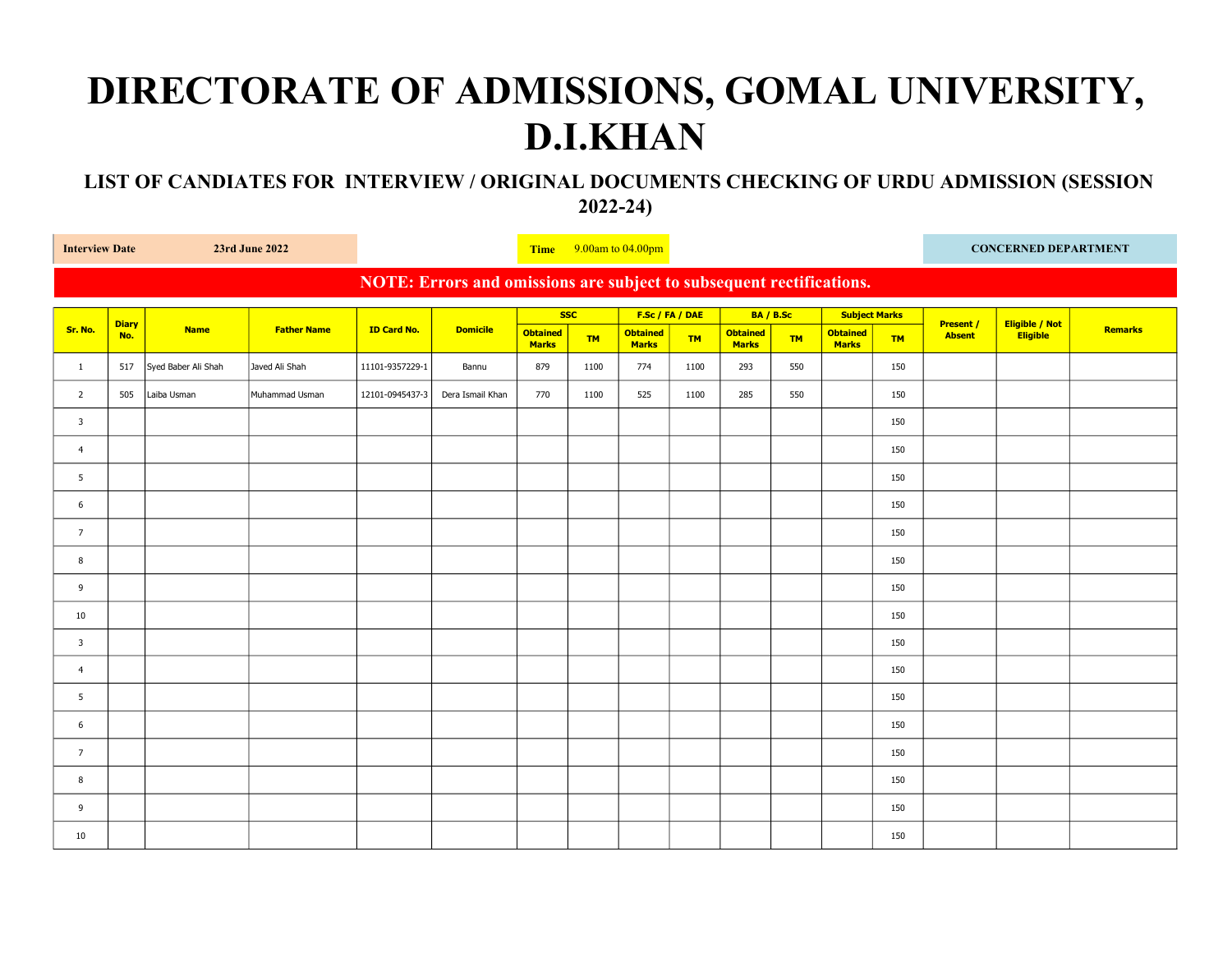# DIRECTORATE OF ADMISSIONS, GOMAL UNIVERSITY, D.I.KHAN

## LIST OF CANDIATES FOR INTERVIEW / ORIGINAL DOCUMENTS CHECKING OF URDU ADMISSION (SESSION 2022-24)

**Interview Date** **23rd June 2022** **Time** 9.00am to 04.00pm **CONCERNED DEPARTMENT**

**NOTE: Errors and omissions are subject to subsequent rectifications.**

| Sr. No. | Diary No. | Name | Father Name | ID Card No. | Domicile | SSC | | F.Sc / FA / DAE | | BA / B.Sc | | Subject Marks | | Present / Absent | Eligible / Not Eligible | Remarks |
|---|---|---|---|---|---|---|---|---|---|---|---|---|---|---|---|---|
| | | | | | | Obtained Marks | TM | Obtained Marks | TM | Obtained Marks | TM | Obtained Marks | TM | | | |
| 1 | 517 | Syed Baber Ali Shah | Javed Ali Shah | 11101-9357229-1 | Bannu | 879 | 1100 | 774 | 1100 | 293 | 550 | | 150 | | | |
| 2 | 505 | Laiba Usman | Muhammad Usman | 12101-0945437-3 | Dera Ismail Khan | 770 | 1100 | 525 | 1100 | 285 | 550 | | 150 | | | |
| 3 | | | | | | | | | | | | | 150 | | | |
| 4 | | | | | | | | | | | | | 150 | | | |
| 5 | | | | | | | | | | | | | 150 | | | |
| 6 | | | | | | | | | | | | | 150 | | | |
| 7 | | | | | | | | | | | | | 150 | | | |
| 8 | | | | | | | | | | | | | 150 | | | |
| 9 | | | | | | | | | | | | | 150 | | | |
| 10 | | | | | | | | | | | | | 150 | | | |
| 3 | | | | | | | | | | | | | 150 | | | |
| 4 | | | | | | | | | | | | | 150 | | | |
| 5 | | | | | | | | | | | | | 150 | | | |
| 6 | | | | | | | | | | | | | 150 | | | |
| 7 | | | | | | | | | | | | | 150 | | | |
| 8 | | | | | | | | | | | | | 150 | | | |
| 9 | | | | | | | | | | | | | 150 | | | |
| 10 | | | | | | | | | | | | | 150 | | | |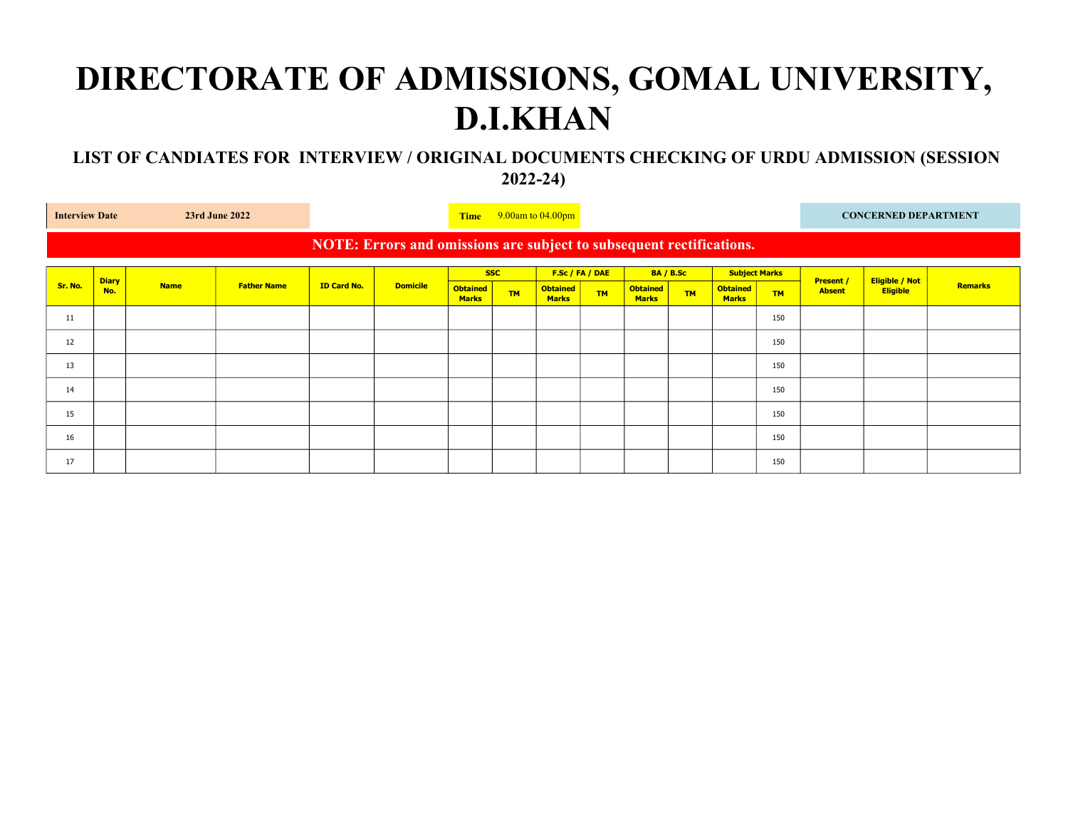# DIRECTORATE OF ADMISSIONS, GOMAL UNIVERSITY, D.I.KHAN

## LIST OF CANDIATES FOR INTERVIEW / ORIGINAL DOCUMENTS CHECKING OF URDU ADMISSION (SESSION 2022-24)

**Interview Date** **23rd June 2022** **Time** 9.00am to 04.00pm **CONCERNED DEPARTMENT**

**NOTE: Errors and omissions are subject to subsequent rectifications.**

| Sr. No. | Diary No. | Name | Father Name | ID Card No. | Domicile | SSC | | F.Sc / FA / DAE | | BA / B.Sc | | Subject Marks | | Present / Absent | Eligible / Not Eligible | Remarks |
|---|---|---|---|---|---|---|---|---|---|---|---|---|---|---|---|---|
| | | | | | | Obtained Marks | TM | Obtained Marks | TM | Obtained Marks | TM | Obtained Marks | TM | | | |
| 11 | | | | | | | | | | | | | 150 | | | |
| 12 | | | | | | | | | | | | | 150 | | | |
| 13 | | | | | | | | | | | | | 150 | | | |
| 14 | | | | | | | | | | | | | 150 | | | |
| 15 | | | | | | | | | | | | | 150 | | | |
| 16 | | | | | | | | | | | | | 150 | | | |
| 17 | | | | | | | | | | | | | 150 | | | |